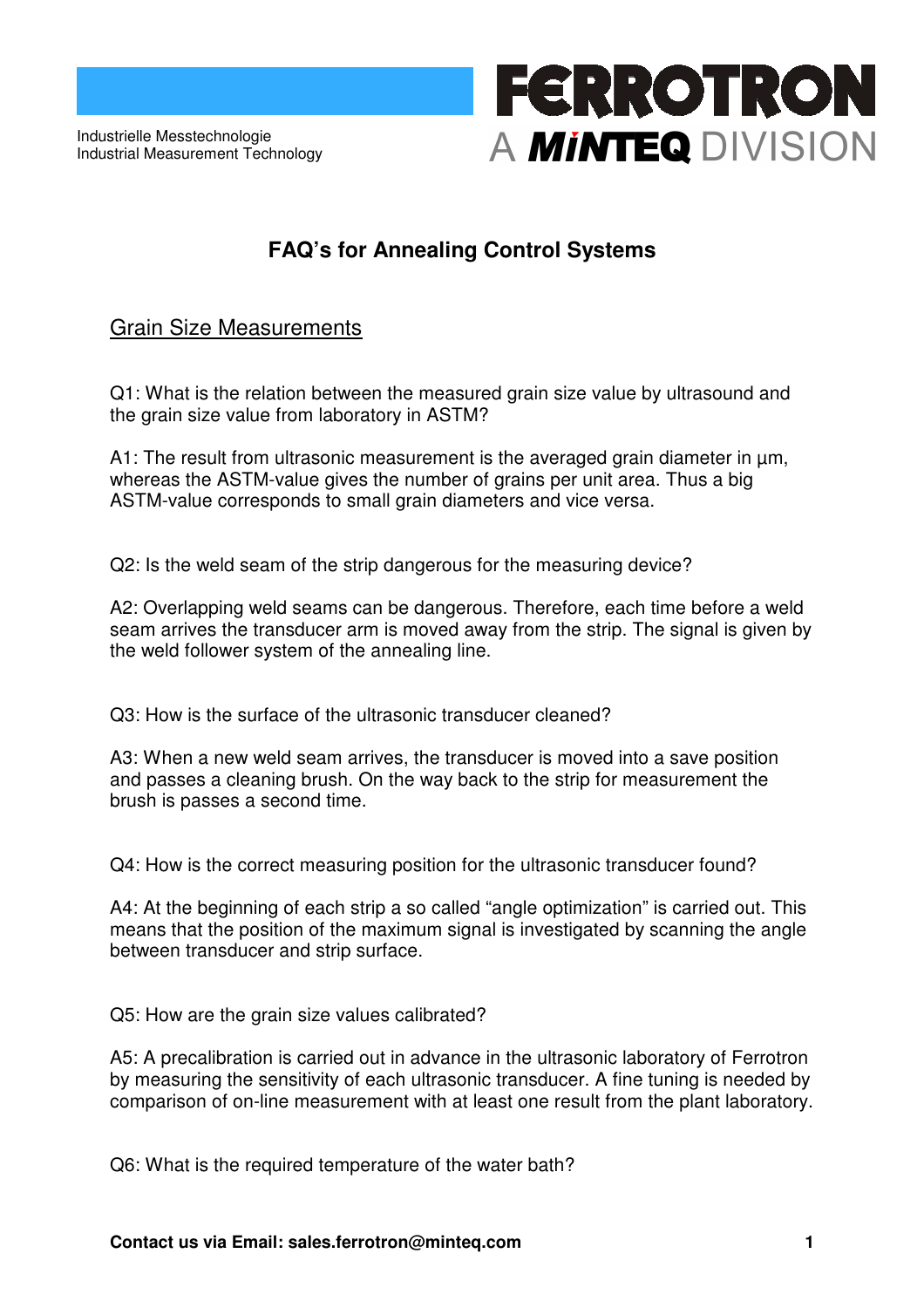Industrielle Messtechnologie
Industrial Measurement Technology

FERROTRON
A MINTEQ DIVISION

# FAQ's for Annealing Control Systems

## Grain Size Measurements

Q1: What is the relation between the measured grain size value by ultrasound and the grain size value from laboratory in ASTM?

A1: The result from ultrasonic measurement is the averaged grain diameter in µm, whereas the ASTM-value gives the number of grains per unit area. Thus a big ASTM-value corresponds to small grain diameters and vice versa.

Q2: Is the weld seam of the strip dangerous for the measuring device?

A2: Overlapping weld seams can be dangerous. Therefore, each time before a weld seam arrives the transducer arm is moved away from the strip. The signal is given by the weld follower system of the annealing line.

Q3: How is the surface of the ultrasonic transducer cleaned?

A3: When a new weld seam arrives, the transducer is moved into a save position and passes a cleaning brush. On the way back to the strip for measurement the brush is passes a second time.

Q4: How is the correct measuring position for the ultrasonic transducer found?

A4: At the beginning of each strip a so called "angle optimization" is carried out. This means that the position of the maximum signal is investigated by scanning the angle between transducer and strip surface.

Q5: How are the grain size values calibrated?

A5: A precalibration is carried out in advance in the ultrasonic laboratory of Ferrotron by measuring the sensitivity of each ultrasonic transducer. A fine tuning is needed by comparison of on-line measurement with at least one result from the plant laboratory.

Q6: What is the required temperature of the water bath?

**Contact us via Email: sales.ferrotron@minteq.com**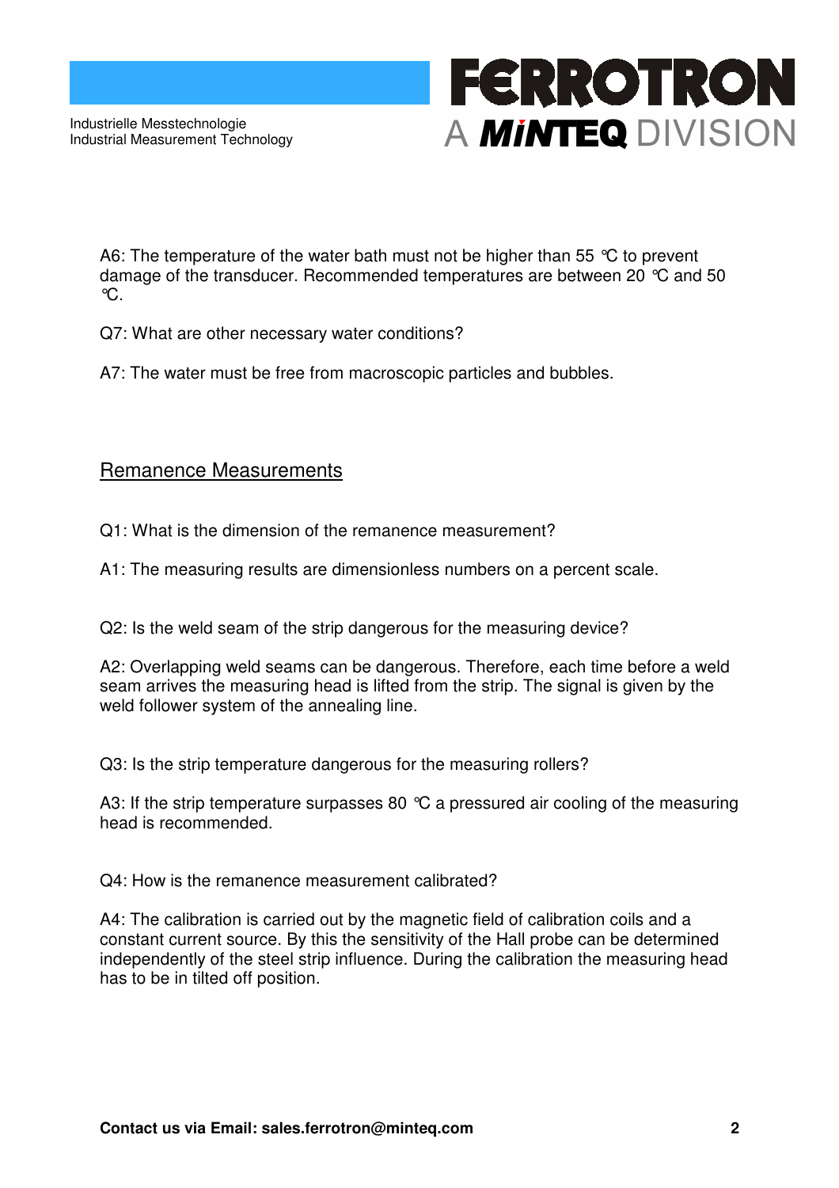A6: The temperature of the water bath must not be higher than 55 °C to prevent damage of the transducer. Recommended temperatures are between 20 °C and 50 °C.

Q7: What are other necessary water conditions?

A7: The water must be free from macroscopic particles and bubbles.

## Remanence Measurements

Q1: What is the dimension of the remanence measurement?

A1: The measuring results are dimensionless numbers on a percent scale.

Q2: Is the weld seam of the strip dangerous for the measuring device?

A2: Overlapping weld seams can be dangerous. Therefore, each time before a weld seam arrives the measuring head is lifted from the strip. The signal is given by the weld follower system of the annealing line.

Q3: Is the strip temperature dangerous for the measuring rollers?

A3: If the strip temperature surpasses 80 °C a pressured air cooling of the measuring head is recommended.

Q4: How is the remanence measurement calibrated?

A4: The calibration is carried out by the magnetic field of calibration coils and a constant current source. By this the sensitivity of the Hall probe can be determined independently of the steel strip influence. During the calibration the measuring head has to be in tilted off position.

**Contact us via Email: sales.ferrotron@minteq.com**